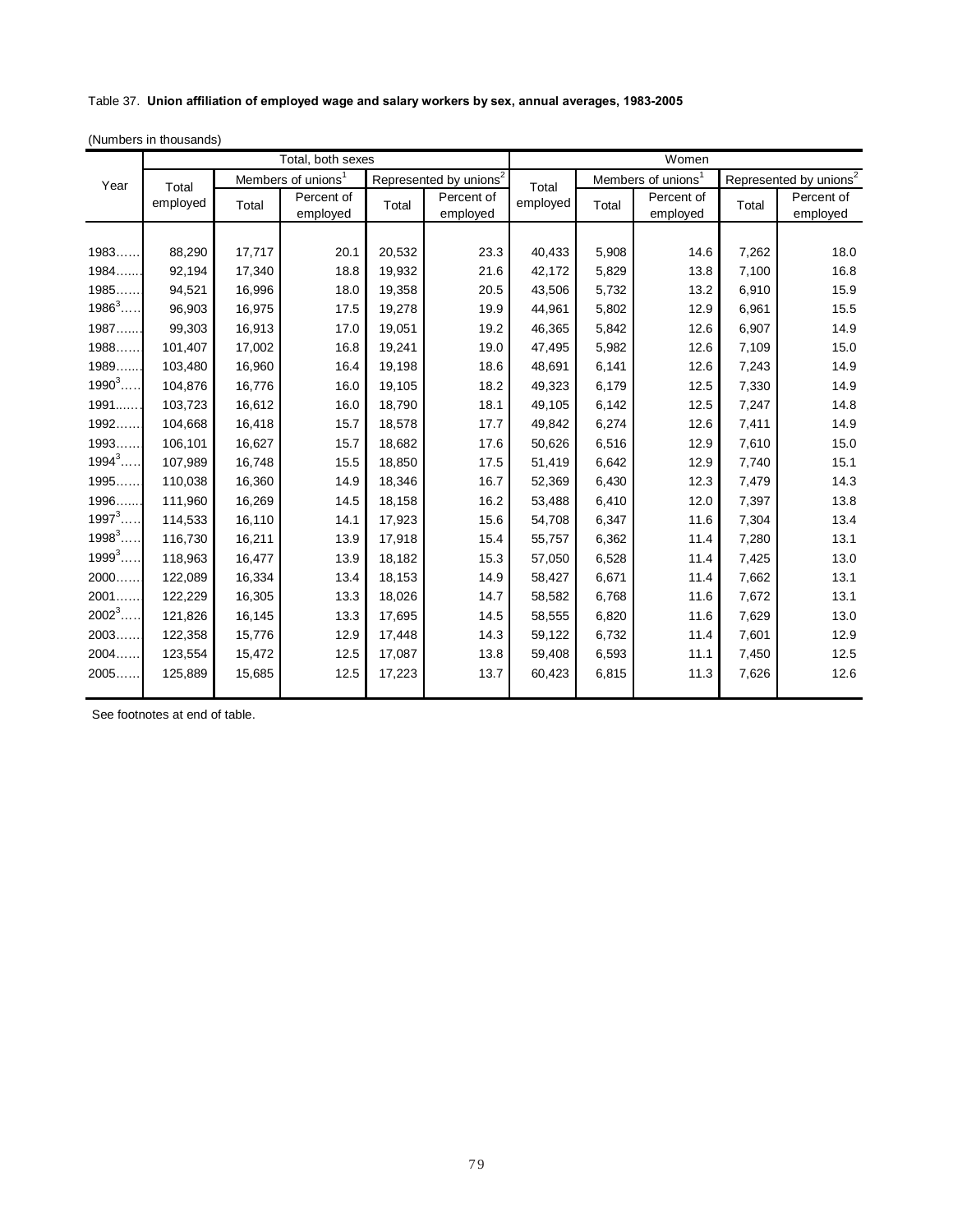Table 37. **Union affiliation of employed wage and salary workers by sex, annual averages, 1983-2005**

(Numbers in thousands)

| Year | Total, both sexes | | | | | Women | | | | |
|---|---|---|---|---|---|---|---|---|---|---|
| | Total employed | Members of unions[1] | | Represented by unions[2] | | Total employed | Members of unions[1] | | Represented by unions[2] | |
| | | Total | Percent of employed | Total | Percent of employed | | Total | Percent of employed | Total | Percent of employed |
| 1983 | 88,290 | 17,717 | 20.1 | 20,532 | 23.3 | 40,433 | 5,908 | 14.6 | 7,262 | 18.0 |
| 1984 | 92,194 | 17,340 | 18.8 | 19,932 | 21.6 | 42,172 | 5,829 | 13.8 | 7,100 | 16.8 |
| 1985 | 94,521 | 16,996 | 18.0 | 19,358 | 20.5 | 43,506 | 5,732 | 13.2 | 6,910 | 15.9 |
| 1986[3] | 96,903 | 16,975 | 17.5 | 19,278 | 19.9 | 44,961 | 5,802 | 12.9 | 6,961 | 15.5 |
| 1987 | 99,303 | 16,913 | 17.0 | 19,051 | 19.2 | 46,365 | 5,842 | 12.6 | 6,907 | 14.9 |
| 1988 | 101,407 | 17,002 | 16.8 | 19,241 | 19.0 | 47,495 | 5,982 | 12.6 | 7,109 | 15.0 |
| 1989 | 103,480 | 16,960 | 16.4 | 19,198 | 18.6 | 48,691 | 6,141 | 12.6 | 7,243 | 14.9 |
| 1990[3] | 104,876 | 16,776 | 16.0 | 19,105 | 18.2 | 49,323 | 6,179 | 12.5 | 7,330 | 14.9 |
| 1991 | 103,723 | 16,612 | 16.0 | 18,790 | 18.1 | 49,105 | 6,142 | 12.5 | 7,247 | 14.8 |
| 1992 | 104,668 | 16,418 | 15.7 | 18,578 | 17.7 | 49,842 | 6,274 | 12.6 | 7,411 | 14.9 |
| 1993 | 106,101 | 16,627 | 15.7 | 18,682 | 17.6 | 50,626 | 6,516 | 12.9 | 7,610 | 15.0 |
| 1994[3] | 107,989 | 16,748 | 15.5 | 18,850 | 17.5 | 51,419 | 6,642 | 12.9 | 7,740 | 15.1 |
| 1995 | 110,038 | 16,360 | 14.9 | 18,346 | 16.7 | 52,369 | 6,430 | 12.3 | 7,479 | 14.3 |
| 1996 | 111,960 | 16,269 | 14.5 | 18,158 | 16.2 | 53,488 | 6,410 | 12.0 | 7,397 | 13.8 |
| 1997[3] | 114,533 | 16,110 | 14.1 | 17,923 | 15.6 | 54,708 | 6,347 | 11.6 | 7,304 | 13.4 |
| 1998[3] | 116,730 | 16,211 | 13.9 | 17,918 | 15.4 | 55,757 | 6,362 | 11.4 | 7,280 | 13.1 |
| 1999[3] | 118,963 | 16,477 | 13.9 | 18,182 | 15.3 | 57,050 | 6,528 | 11.4 | 7,425 | 13.0 |
| 2000 | 122,089 | 16,334 | 13.4 | 18,153 | 14.9 | 58,427 | 6,671 | 11.4 | 7,662 | 13.1 |
| 2001 | 122,229 | 16,305 | 13.3 | 18,026 | 14.7 | 58,582 | 6,768 | 11.6 | 7,672 | 13.1 |
| 2002[3] | 121,826 | 16,145 | 13.3 | 17,695 | 14.5 | 58,555 | 6,820 | 11.6 | 7,629 | 13.0 |
| 2003 | 122,358 | 15,776 | 12.9 | 17,448 | 14.3 | 59,122 | 6,732 | 11.4 | 7,601 | 12.9 |
| 2004 | 123,554 | 15,472 | 12.5 | 17,087 | 13.8 | 59,408 | 6,593 | 11.1 | 7,450 | 12.5 |
| 2005 | 125,889 | 15,685 | 12.5 | 17,223 | 13.7 | 60,423 | 6,815 | 11.3 | 7,626 | 12.6 |

See footnotes at end of table.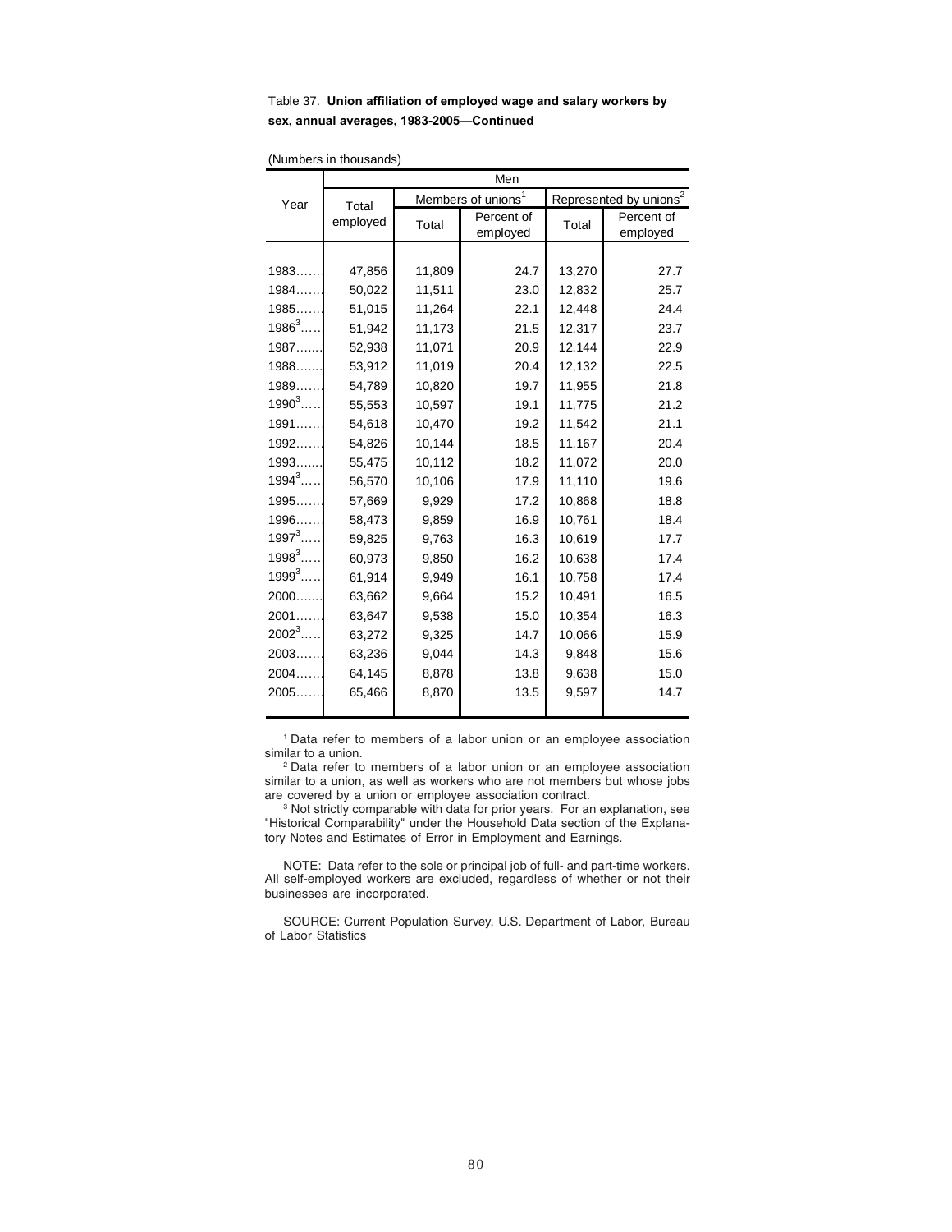Table 37. **Union affiliation of employed wage and salary workers by sex, annual averages, 1983-2005—Continued**

(Numbers in thousands)

| Year | Men | | | | |
|---|---|---|---|---|---|
| | Total employed | Members of unions[1] | | Represented by unions[2] | |
| | | Total | Percent of employed | Total | Percent of employed |
| 1983 | 47,856 | 11,809 | 24.7 | 13,270 | 27.7 |
| 1984 | 50,022 | 11,511 | 23.0 | 12,832 | 25.7 |
| 1985 | 51,015 | 11,264 | 22.1 | 12,448 | 24.4 |
| 1986[3] | 51,942 | 11,173 | 21.5 | 12,317 | 23.7 |
| 1987 | 52,938 | 11,071 | 20.9 | 12,144 | 22.9 |
| 1988 | 53,912 | 11,019 | 20.4 | 12,132 | 22.5 |
| 1989 | 54,789 | 10,820 | 19.7 | 11,955 | 21.8 |
| 1990[3] | 55,553 | 10,597 | 19.1 | 11,775 | 21.2 |
| 1991 | 54,618 | 10,470 | 19.2 | 11,542 | 21.1 |
| 1992 | 54,826 | 10,144 | 18.5 | 11,167 | 20.4 |
| 1993 | 55,475 | 10,112 | 18.2 | 11,072 | 20.0 |
| 1994[3] | 56,570 | 10,106 | 17.9 | 11,110 | 19.6 |
| 1995 | 57,669 | 9,929 | 17.2 | 10,868 | 18.8 |
| 1996 | 58,473 | 9,859 | 16.9 | 10,761 | 18.4 |
| 1997[3] | 59,825 | 9,763 | 16.3 | 10,619 | 17.7 |
| 1998[3] | 60,973 | 9,850 | 16.2 | 10,638 | 17.4 |
| 1999[3] | 61,914 | 9,949 | 16.1 | 10,758 | 17.4 |
| 2000 | 63,662 | 9,664 | 15.2 | 10,491 | 16.5 |
| 2001 | 63,647 | 9,538 | 15.0 | 10,354 | 16.3 |
| 2002[3] | 63,272 | 9,325 | 14.7 | 10,066 | 15.9 |
| 2003 | 63,236 | 9,044 | 14.3 | 9,848 | 15.6 |
| 2004 | 64,145 | 8,878 | 13.8 | 9,638 | 15.0 |
| 2005 | 65,466 | 8,870 | 13.5 | 9,597 | 14.7 |

[1] Data refer to members of a labor union or an employee association similar to a union.

[2] Data refer to members of a labor union or an employee association similar to a union, as well as workers who are not members but whose jobs are covered by a union or employee association contract.

[3] Not strictly comparable with data for prior years. For an explanation, see "Historical Comparability" under the Household Data section of the Explanatory Notes and Estimates of Error in Employment and Earnings.

NOTE: Data refer to the sole or principal job of full- and part-time workers. All self-employed workers are excluded, regardless of whether or not their businesses are incorporated.

SOURCE: Current Population Survey, U.S. Department of Labor, Bureau of Labor Statistics